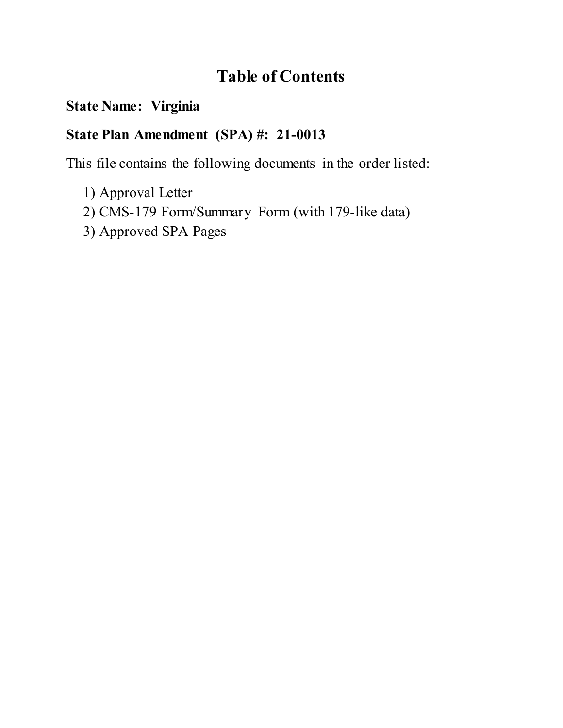# Table of Contents

**State Name: Virginia**

**State Plan Amendment (SPA) #: 21-0013**

This file contains the following documents in the order listed:

1) Approval Letter
2) CMS-179 Form/Summary Form (with 179-like data)
3) Approved SPA Pages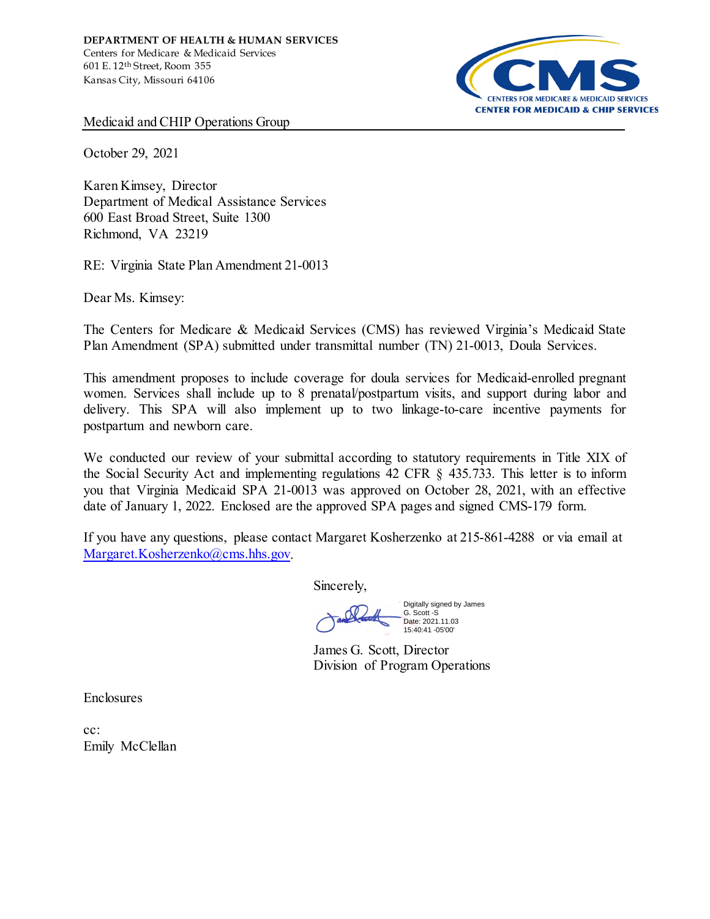**DEPARTMENT OF HEALTH & HUMAN SERVICES**
Centers for Medicare & Medicaid Services
601 E. 12th Street, Room 355
Kansas City, Missouri 64106

CMS
CENTERS FOR MEDICARE & MEDICAID SERVICES
CENTER FOR MEDICAID & CHIP SERVICES

Medicaid and CHIP Operations Group

October 29, 2021

Karen Kimsey, Director
Department of Medical Assistance Services
600 East Broad Street, Suite 1300
Richmond, VA 23219

RE: Virginia State Plan Amendment 21-0013

Dear Ms. Kimsey:

The Centers for Medicare & Medicaid Services (CMS) has reviewed Virginia's Medicaid State Plan Amendment (SPA) submitted under transmittal number (TN) 21-0013, Doula Services.

This amendment proposes to include coverage for doula services for Medicaid-enrolled pregnant women. Services shall include up to 8 prenatal/postpartum visits, and support during labor and delivery. This SPA will also implement up to two linkage-to-care incentive payments for postpartum and newborn care.

We conducted our review of your submittal according to statutory requirements in Title XIX of the Social Security Act and implementing regulations 42 CFR § 435.733. This letter is to inform you that Virginia Medicaid SPA 21-0013 was approved on October 28, 2021, with an effective date of January 1, 2022. Enclosed are the approved SPA pages and signed CMS-179 form.

If you have any questions, please contact Margaret Kosherzenko at 215-861-4288 or via email at Margaret.Kosherzenko@cms.hhs.gov.

Sincerely,

Digitally signed by James G. Scott -S
Date: 2021.11.03 15:40:41 -05'00'

James G. Scott, Director
Division of Program Operations

Enclosures

cc:
Emily McClellan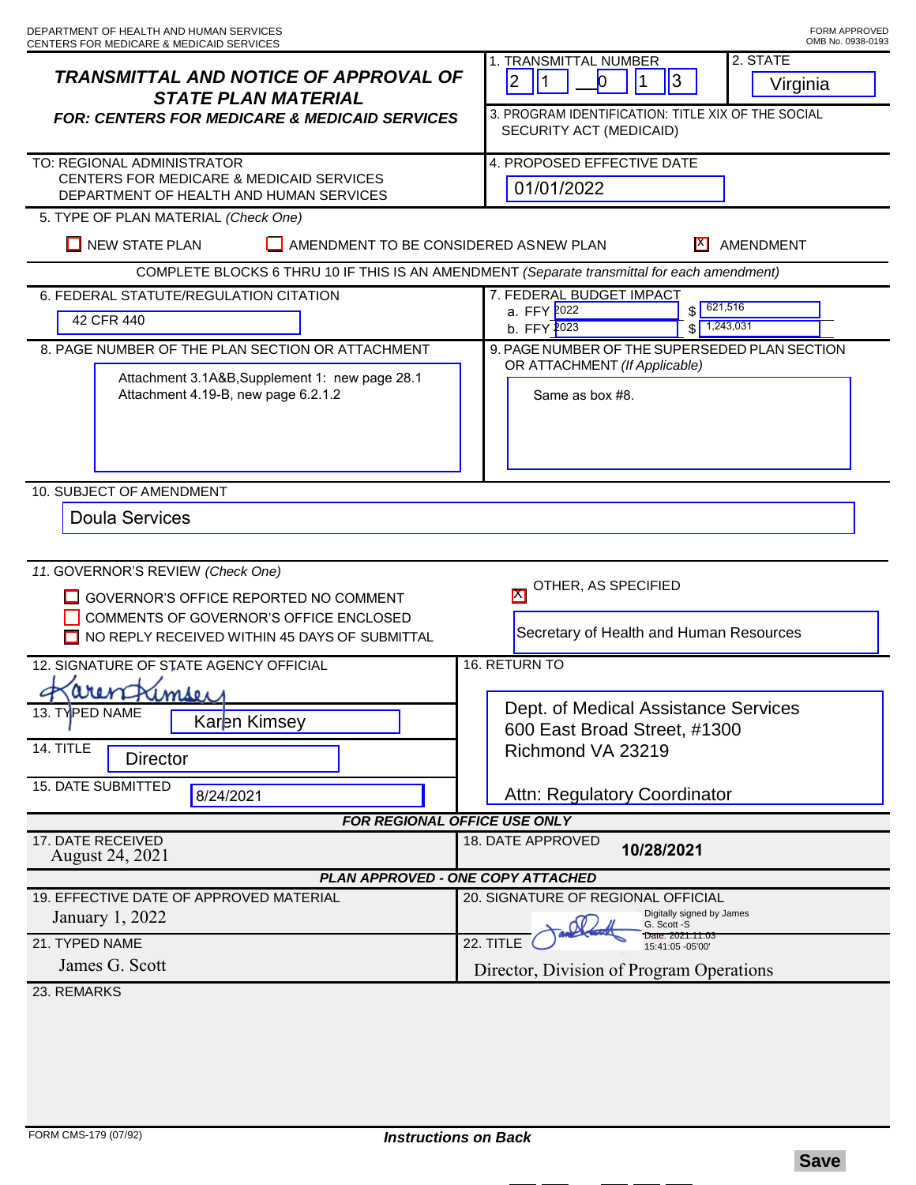DEPARTMENT OF HEALTH AND HUMAN SERVICES
CENTERS FOR MEDICARE & MEDICAID SERVICES

FORM APPROVED
OMB No. 0938-0193

## *TRANSMITTAL AND NOTICE OF APPROVAL OF STATE PLAN MATERIAL*

***FOR: CENTERS FOR MEDICARE & MEDICAID SERVICES***

1. TRANSMITTAL NUMBER: 2 1 — 0 1 3
2. STATE: Virginia
3. PROGRAM IDENTIFICATION: TITLE XIX OF THE SOCIAL SECURITY ACT (MEDICAID)

TO: REGIONAL ADMINISTRATOR
CENTERS FOR MEDICARE & MEDICAID SERVICES
DEPARTMENT OF HEALTH AND HUMAN SERVICES

4. PROPOSED EFFECTIVE DATE: 01/01/2022

5. TYPE OF PLAN MATERIAL *(Check One)*

- [ ] NEW STATE PLAN
- [ ] AMENDMENT TO BE CONSIDERED AS NEW PLAN
- [x] AMENDMENT

COMPLETE BLOCKS 6 THRU 10 IF THIS IS AN AMENDMENT *(Separate transmittal for each amendment)*

6. FEDERAL STATUTE/REGULATION CITATION: 42 CFR 440

7. FEDERAL BUDGET IMPACT
   a. FFY 2022 $ 621,516
   b. FFY 2023 $ 1,243,031

8. PAGE NUMBER OF THE PLAN SECTION OR ATTACHMENT:
   Attachment 3.1A&B,Supplement 1: new page 28.1
   Attachment 4.19-B, new page 6.2.1.2

9. PAGE NUMBER OF THE SUPERSEDED PLAN SECTION OR ATTACHMENT *(If Applicable)*:
   Same as box #8.

10. SUBJECT OF AMENDMENT: Doula Services

11. GOVERNOR'S REVIEW *(Check One)*

- [ ] GOVERNOR'S OFFICE REPORTED NO COMMENT
- [ ] COMMENTS OF GOVERNOR'S OFFICE ENCLOSED
- [ ] NO REPLY RECEIVED WITHIN 45 DAYS OF SUBMITTAL
- [x] OTHER, AS SPECIFIED: Secretary of Health and Human Resources

12. SIGNATURE OF STATE AGENCY OFFICIAL: Karen Kimsey

13. TYPED NAME: Karen Kimsey

14. TITLE: Director

15. DATE SUBMITTED: 8/24/2021

16. RETURN TO:
Dept. of Medical Assistance Services
600 East Broad Street, #1300
Richmond VA 23219

Attn: Regulatory Coordinator

***FOR REGIONAL OFFICE USE ONLY***

17. DATE RECEIVED: August 24, 2021

18. DATE APPROVED: **10/28/2021**

***PLAN APPROVED - ONE COPY ATTACHED***

19. EFFECTIVE DATE OF APPROVED MATERIAL: January 1, 2022

20. SIGNATURE OF REGIONAL OFFICIAL: Digitally signed by James G. Scott -S Date: 2021.11.03 15:41:05 -05'00'

21. TYPED NAME: James G. Scott

22. TITLE: Director, Division of Program Operations

23. REMARKS

FORM CMS-179 (07/92)

***Instructions on Back***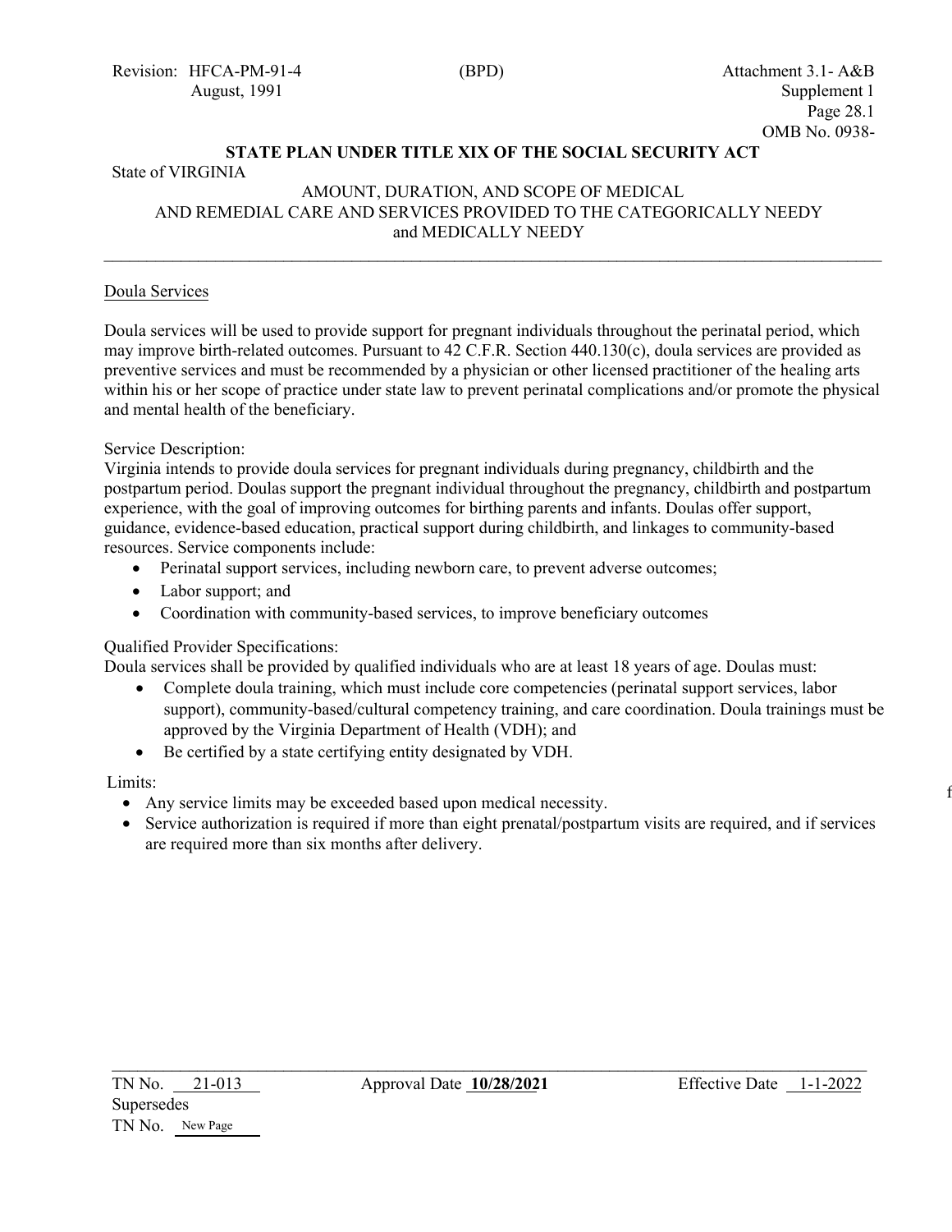Revision: HFCA-PM-91-4 (BPD) Attachment 3.1- A&B
August, 1991 Supplement 1
Page 28.1
OMB No. 0938-

**STATE PLAN UNDER TITLE XIX OF THE SOCIAL SECURITY ACT**

State of VIRGINIA

AMOUNT, DURATION, AND SCOPE OF MEDICAL AND REMEDIAL CARE AND SERVICES PROVIDED TO THE CATEGORICALLY NEEDY and MEDICALLY NEEDY

---

Doula Services

Doula services will be used to provide support for pregnant individuals throughout the perinatal period, which may improve birth-related outcomes. Pursuant to 42 C.F.R. Section 440.130(c), doula services are provided as preventive services and must be recommended by a physician or other licensed practitioner of the healing arts within his or her scope of practice under state law to prevent perinatal complications and/or promote the physical and mental health of the beneficiary.

Service Description:
Virginia intends to provide doula services for pregnant individuals during pregnancy, childbirth and the postpartum period. Doulas support the pregnant individual throughout the pregnancy, childbirth and postpartum experience, with the goal of improving outcomes for birthing parents and infants. Doulas offer support, guidance, evidence-based education, practical support during childbirth, and linkages to community-based resources. Service components include:

- Perinatal support services, including newborn care, to prevent adverse outcomes;
- Labor support; and
- Coordination with community-based services, to improve beneficiary outcomes

Qualified Provider Specifications:
Doula services shall be provided by qualified individuals who are at least 18 years of age. Doulas must:

- Complete doula training, which must include core competencies (perinatal support services, labor support), community-based/cultural competency training, and care coordination. Doula trainings must be approved by the Virginia Department of Health (VDH); and
- Be certified by a state certifying entity designated by VDH.

Limits:

- Any service limits may be exceeded based upon medical necessity.
- Service authorization is required if more than eight prenatal/postpartum visits are required, and if services are required more than six months after delivery.

---

TN No. 21-013 Approval Date **10/28/2021** Effective Date 1-1-2022
Supersedes
TN No. New Page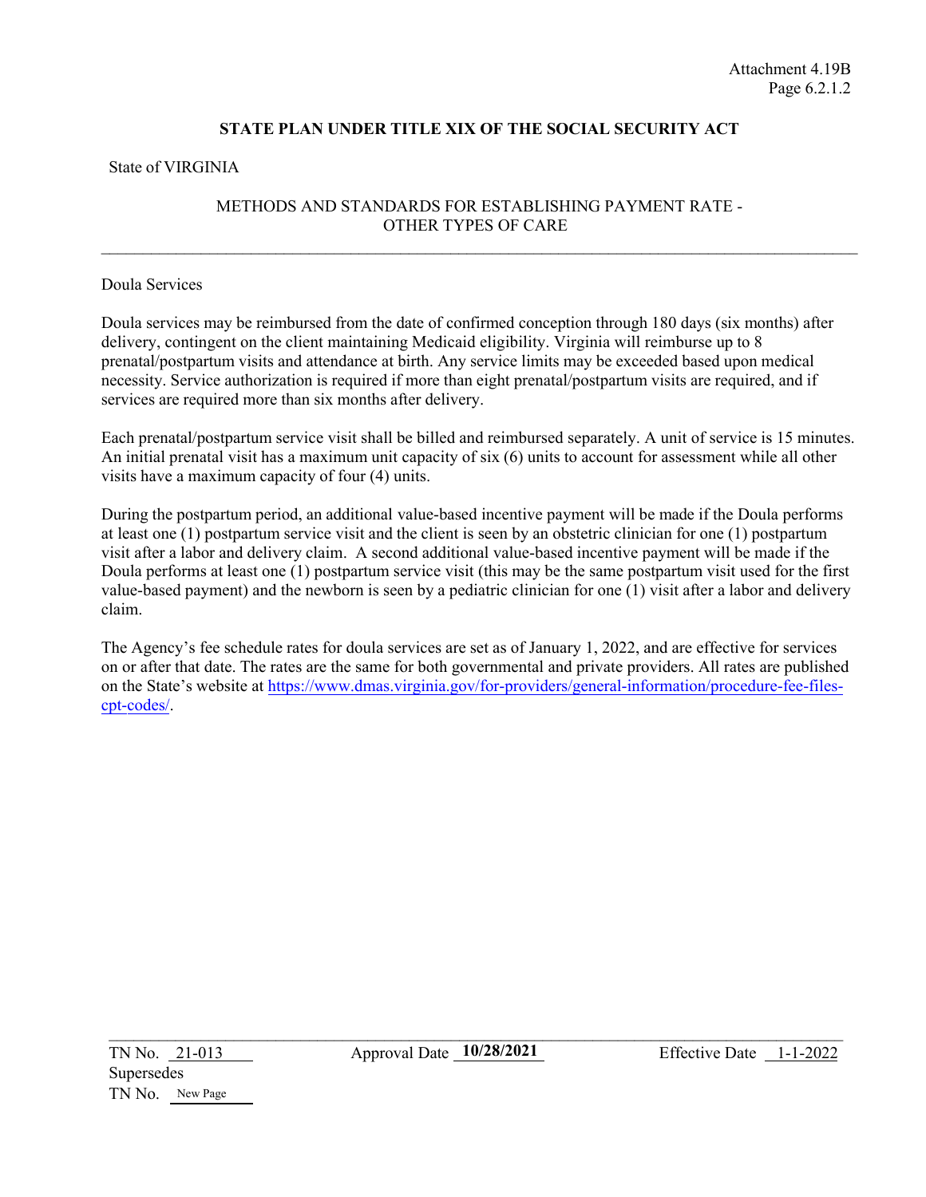Attachment 4.19B
Page 6.2.1.2

**STATE PLAN UNDER TITLE XIX OF THE SOCIAL SECURITY ACT**

State of VIRGINIA

METHODS AND STANDARDS FOR ESTABLISHING PAYMENT RATE - OTHER TYPES OF CARE

Doula Services

Doula services may be reimbursed from the date of confirmed conception through 180 days (six months) after delivery, contingent on the client maintaining Medicaid eligibility. Virginia will reimburse up to 8 prenatal/postpartum visits and attendance at birth. Any service limits may be exceeded based upon medical necessity. Service authorization is required if more than eight prenatal/postpartum visits are required, and if services are required more than six months after delivery.

Each prenatal/postpartum service visit shall be billed and reimbursed separately. A unit of service is 15 minutes. An initial prenatal visit has a maximum unit capacity of six (6) units to account for assessment while all other visits have a maximum capacity of four (4) units.

During the postpartum period, an additional value-based incentive payment will be made if the Doula performs at least one (1) postpartum service visit and the client is seen by an obstetric clinician for one (1) postpartum visit after a labor and delivery claim. A second additional value-based incentive payment will be made if the Doula performs at least one (1) postpartum service visit (this may be the same postpartum visit used for the first value-based payment) and the newborn is seen by a pediatric clinician for one (1) visit after a labor and delivery claim.

The Agency's fee schedule rates for doula services are set as of January 1, 2022, and are effective for services on or after that date. The rates are the same for both governmental and private providers. All rates are published on the State's website at https://www.dmas.virginia.gov/for-providers/general-information/procedure-fee-files-cpt-codes/.

TN No. 21-013 Approval Date **10/28/2021** Effective Date 1-1-2022
Supersedes
TN No. New Page